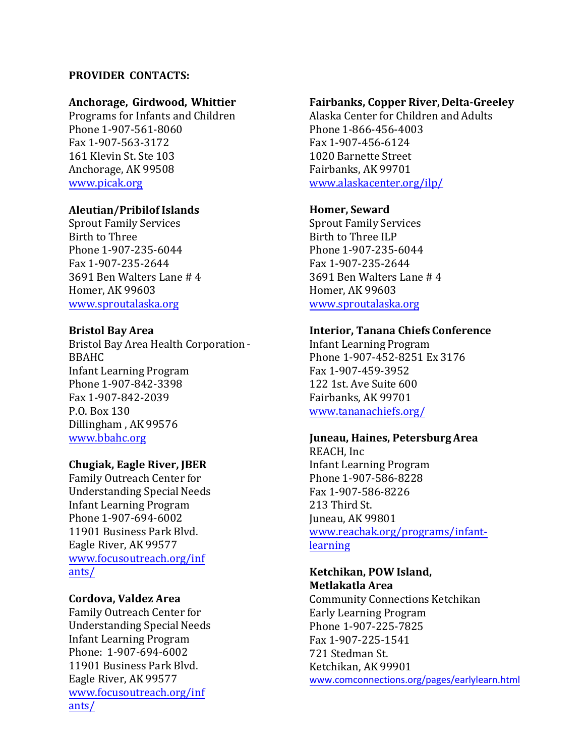**PROVIDER CONTACTS:**

**Anchorage, Girdwood, Whittier**
Programs for Infants and Children
Phone 1-907-561-8060
Fax 1-907-563-3172
161 Klevin St. Ste 103
Anchorage, AK 99508
www.picak.org

**Aleutian/Pribilof Islands**
Sprout Family Services
Birth to Three
Phone 1-907-235-6044
Fax 1-907-235-2644
3691 Ben Walters Lane # 4
Homer, AK 99603
www.sproutalaska.org

**Bristol Bay Area**
Bristol Bay Area Health Corporation - BBAHC
Infant Learning Program
Phone 1-907-842-3398
Fax 1-907-842-2039
P.O. Box 130
Dillingham , AK 99576
www.bbahc.org

**Chugiak, Eagle River, JBER**
Family Outreach Center for Understanding Special Needs
Infant Learning Program
Phone 1-907-694-6002
11901 Business Park Blvd.
Eagle River, AK 99577
www.focusoutreach.org/infants/

**Cordova, Valdez Area**
Family Outreach Center for Understanding Special Needs
Infant Learning Program
Phone: 1-907-694-6002
11901 Business Park Blvd.
Eagle River, AK 99577
www.focusoutreach.org/infants/

**Fairbanks, Copper River, Delta-Greeley**
Alaska Center for Children and Adults
Phone 1-866-456-4003
Fax 1-907-456-6124
1020 Barnette Street
Fairbanks, AK 99701
www.alaskacenter.org/ilp/

**Homer, Seward**
Sprout Family Services
Birth to Three ILP
Phone 1-907-235-6044
Fax 1-907-235-2644
3691 Ben Walters Lane # 4
Homer, AK 99603
www.sproutalaska.org

**Interior, Tanana Chiefs Conference**
Infant Learning Program
Phone 1-907-452-8251 Ex 3176
Fax 1-907-459-3952
122 1st. Ave Suite 600
Fairbanks, AK 99701
www.tananachiefs.org/

**Juneau, Haines, Petersburg Area**
REACH, Inc
Infant Learning Program
Phone 1-907-586-8228
Fax 1-907-586-8226
213 Third St.
Juneau, AK 99801
www.reachak.org/programs/infant-learning

**Ketchikan, POW Island, Metlakatla Area**
Community Connections Ketchikan
Early Learning Program
Phone 1-907-225-7825
Fax 1-907-225-1541
721 Stedman St.
Ketchikan, AK 99901
www.comconnections.org/pages/earlylearn.html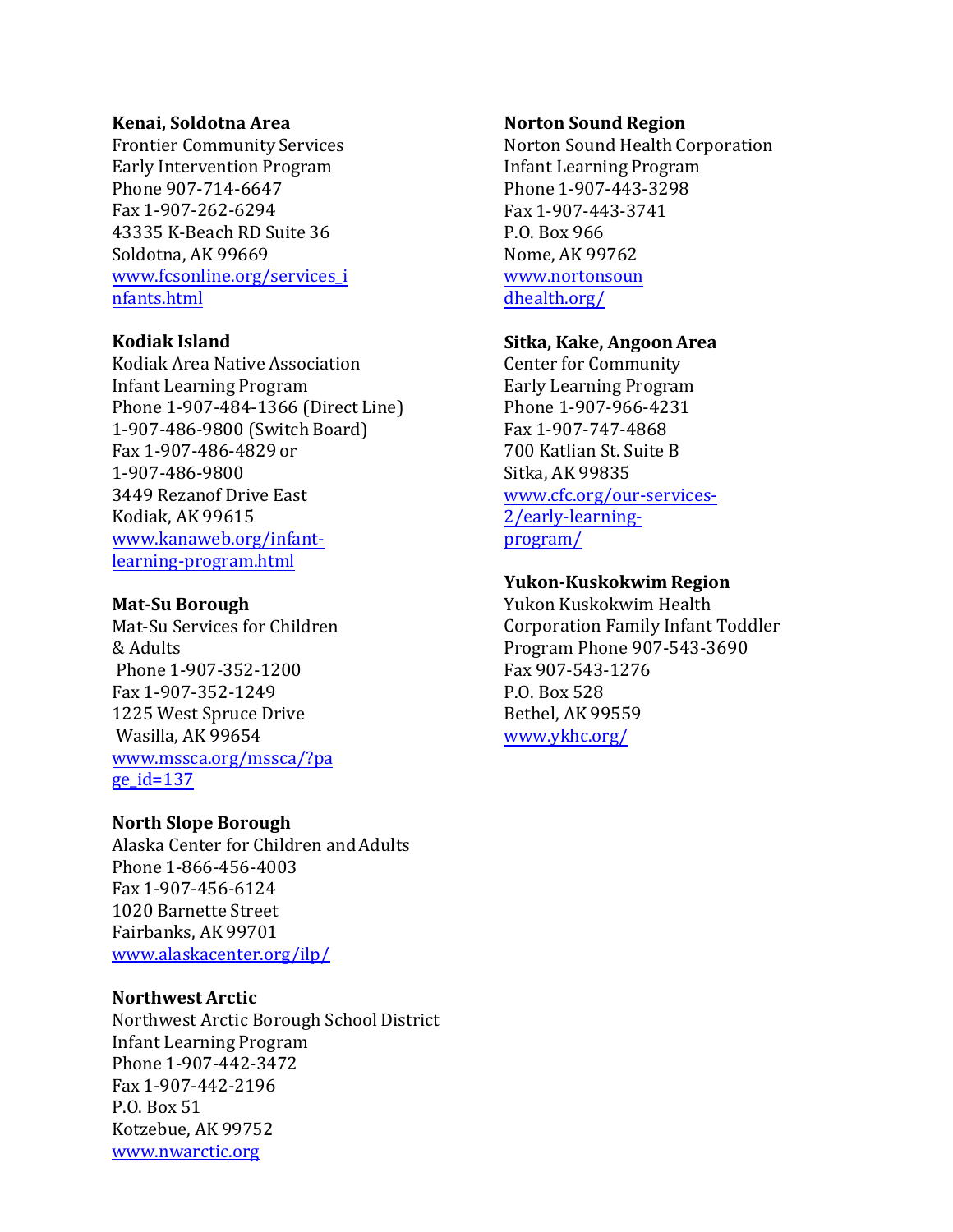**Kenai, Soldotna Area**
Frontier Community Services
Early Intervention Program
Phone 907-714-6647
Fax 1-907-262-6294
43335 K-Beach RD Suite 36
Soldotna, AK 99669
www.fcsonline.org/services_infants.html

**Kodiak Island**
Kodiak Area Native Association
Infant Learning Program
Phone 1-907-484-1366 (Direct Line)
1-907-486-9800 (Switch Board)
Fax 1-907-486-4829 or
1-907-486-9800
3449 Rezanof Drive East
Kodiak, AK 99615
www.kanaweb.org/infant-learning-program.html

**Mat-Su Borough**
Mat-Su Services for Children & Adults
Phone 1-907-352-1200
Fax 1-907-352-1249
1225 West Spruce Drive
Wasilla, AK 99654
www.mssca.org/mssca/?page_id=137

**North Slope Borough**
Alaska Center for Children and Adults
Phone 1-866-456-4003
Fax 1-907-456-6124
1020 Barnette Street
Fairbanks, AK 99701
www.alaskacenter.org/ilp/

**Northwest Arctic**
Northwest Arctic Borough School District
Infant Learning Program
Phone 1-907-442-3472
Fax 1-907-442-2196
P.O. Box 51
Kotzebue, AK 99752
www.nwarctic.org

**Norton Sound Region**
Norton Sound Health Corporation
Infant Learning Program
Phone 1-907-443-3298
Fax 1-907-443-3741
P.O. Box 966
Nome, AK 99762
www.nortonsoundhealth.org/

**Sitka, Kake, Angoon Area**
Center for Community
Early Learning Program
Phone 1-907-966-4231
Fax 1-907-747-4868
700 Katlian St. Suite B
Sitka, AK 99835
www.cfc.org/our-services-2/early-learning-program/

**Yukon-Kuskokwim Region**
Yukon Kuskokwim Health Corporation Family Infant Toddler Program Phone 907-543-3690
Fax 907-543-1276
P.O. Box 528
Bethel, AK 99559
www.ykhc.org/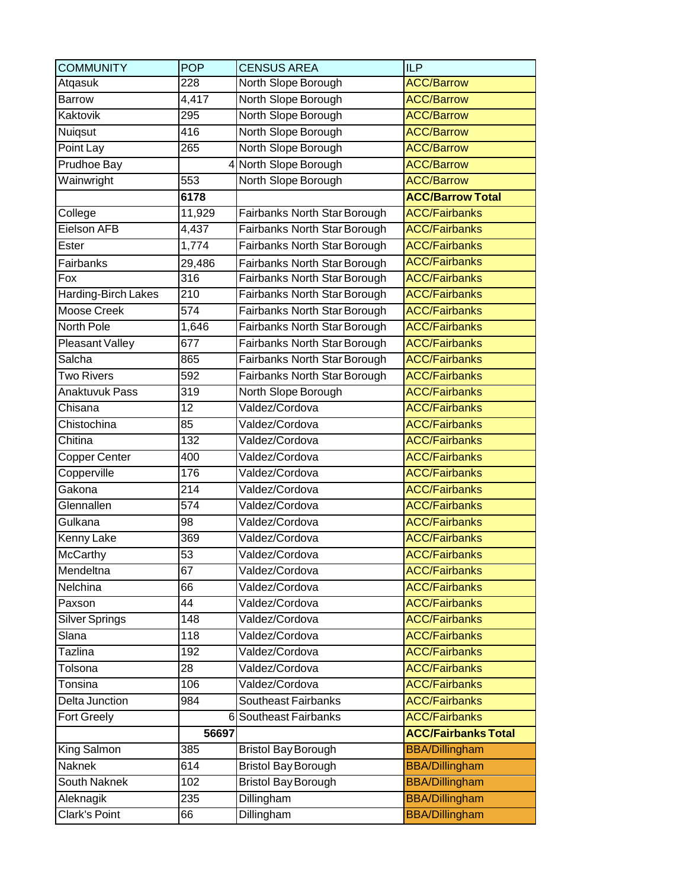| COMMUNITY | POP | CENSUS AREA | ILP |
|---|---|---|---|
| Atqasuk | 228 | North Slope Borough | ACC/Barrow |
| Barrow | 4,417 | North Slope Borough | ACC/Barrow |
| Kaktovik | 295 | North Slope Borough | ACC/Barrow |
| Nuiqsut | 416 | North Slope Borough | ACC/Barrow |
| Point Lay | 265 | North Slope Borough | ACC/Barrow |
| Prudhoe Bay | 4 | North Slope Borough | ACC/Barrow |
| Wainwright | 553 | North Slope Borough | ACC/Barrow |
| | **6178** | | **ACC/Barrow Total** |
| College | 11,929 | Fairbanks North Star Borough | ACC/Fairbanks |
| Eielson AFB | 4,437 | Fairbanks North Star Borough | ACC/Fairbanks |
| Ester | 1,774 | Fairbanks North Star Borough | ACC/Fairbanks |
| Fairbanks | 29,486 | Fairbanks North Star Borough | ACC/Fairbanks |
| Fox | 316 | Fairbanks North Star Borough | ACC/Fairbanks |
| Harding-Birch Lakes | 210 | Fairbanks North Star Borough | ACC/Fairbanks |
| Moose Creek | 574 | Fairbanks North Star Borough | ACC/Fairbanks |
| North Pole | 1,646 | Fairbanks North Star Borough | ACC/Fairbanks |
| Pleasant Valley | 677 | Fairbanks North Star Borough | ACC/Fairbanks |
| Salcha | 865 | Fairbanks North Star Borough | ACC/Fairbanks |
| Two Rivers | 592 | Fairbanks North Star Borough | ACC/Fairbanks |
| Anaktuvuk Pass | 319 | North Slope Borough | ACC/Fairbanks |
| Chisana | 12 | Valdez/Cordova | ACC/Fairbanks |
| Chistochina | 85 | Valdez/Cordova | ACC/Fairbanks |
| Chitina | 132 | Valdez/Cordova | ACC/Fairbanks |
| Copper Center | 400 | Valdez/Cordova | ACC/Fairbanks |
| Copperville | 176 | Valdez/Cordova | ACC/Fairbanks |
| Gakona | 214 | Valdez/Cordova | ACC/Fairbanks |
| Glennallen | 574 | Valdez/Cordova | ACC/Fairbanks |
| Gulkana | 98 | Valdez/Cordova | ACC/Fairbanks |
| Kenny Lake | 369 | Valdez/Cordova | ACC/Fairbanks |
| McCarthy | 53 | Valdez/Cordova | ACC/Fairbanks |
| Mendeltna | 67 | Valdez/Cordova | ACC/Fairbanks |
| Nelchina | 66 | Valdez/Cordova | ACC/Fairbanks |
| Paxson | 44 | Valdez/Cordova | ACC/Fairbanks |
| Silver Springs | 148 | Valdez/Cordova | ACC/Fairbanks |
| Slana | 118 | Valdez/Cordova | ACC/Fairbanks |
| Tazlina | 192 | Valdez/Cordova | ACC/Fairbanks |
| Tolsona | 28 | Valdez/Cordova | ACC/Fairbanks |
| Tonsina | 106 | Valdez/Cordova | ACC/Fairbanks |
| Delta Junction | 984 | Southeast Fairbanks | ACC/Fairbanks |
| Fort Greely | 6 | Southeast Fairbanks | ACC/Fairbanks |
| | **56697** | | **ACC/Fairbanks Total** |
| King Salmon | 385 | Bristol Bay Borough | BBA/Dillingham |
| Naknek | 614 | Bristol Bay Borough | BBA/Dillingham |
| South Naknek | 102 | Bristol Bay Borough | BBA/Dillingham |
| Aleknagik | 235 | Dillingham | BBA/Dillingham |
| Clark's Point | 66 | Dillingham | BBA/Dillingham |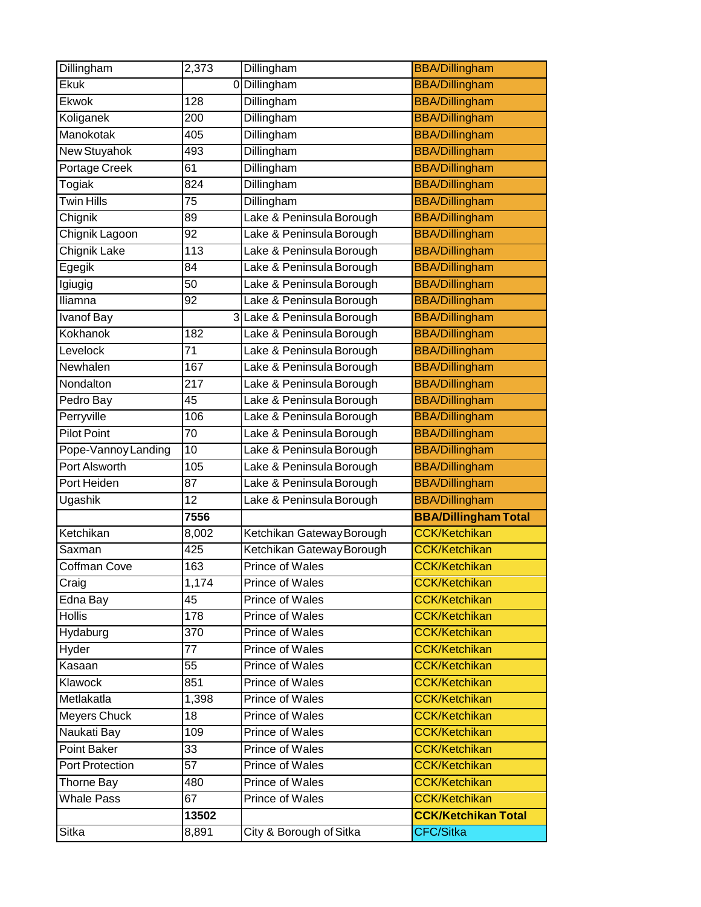| | | | |
|---|---|---|---|
| Dillingham | 2,373 | Dillingham | BBA/Dillingham |
| Ekuk | 0 | Dillingham | BBA/Dillingham |
| Ekwok | 128 | Dillingham | BBA/Dillingham |
| Koliganek | 200 | Dillingham | BBA/Dillingham |
| Manokotak | 405 | Dillingham | BBA/Dillingham |
| New Stuyahok | 493 | Dillingham | BBA/Dillingham |
| Portage Creek | 61 | Dillingham | BBA/Dillingham |
| Togiak | 824 | Dillingham | BBA/Dillingham |
| Twin Hills | 75 | Dillingham | BBA/Dillingham |
| Chignik | 89 | Lake & Peninsula Borough | BBA/Dillingham |
| Chignik Lagoon | 92 | Lake & Peninsula Borough | BBA/Dillingham |
| Chignik Lake | 113 | Lake & Peninsula Borough | BBA/Dillingham |
| Egegik | 84 | Lake & Peninsula Borough | BBA/Dillingham |
| Igiugig | 50 | Lake & Peninsula Borough | BBA/Dillingham |
| Iliamna | 92 | Lake & Peninsula Borough | BBA/Dillingham |
| Ivanof Bay | 3 | Lake & Peninsula Borough | BBA/Dillingham |
| Kokhanok | 182 | Lake & Peninsula Borough | BBA/Dillingham |
| Levelock | 71 | Lake & Peninsula Borough | BBA/Dillingham |
| Newhalen | 167 | Lake & Peninsula Borough | BBA/Dillingham |
| Nondalton | 217 | Lake & Peninsula Borough | BBA/Dillingham |
| Pedro Bay | 45 | Lake & Peninsula Borough | BBA/Dillingham |
| Perryville | 106 | Lake & Peninsula Borough | BBA/Dillingham |
| Pilot Point | 70 | Lake & Peninsula Borough | BBA/Dillingham |
| Pope-Vannoy Landing | 10 | Lake & Peninsula Borough | BBA/Dillingham |
| Port Alsworth | 105 | Lake & Peninsula Borough | BBA/Dillingham |
| Port Heiden | 87 | Lake & Peninsula Borough | BBA/Dillingham |
| Ugashik | 12 | Lake & Peninsula Borough | BBA/Dillingham |
| | **7556** | | **BBA/Dillingham Total** |
| Ketchikan | 8,002 | Ketchikan Gateway Borough | CCK/Ketchikan |
| Saxman | 425 | Ketchikan Gateway Borough | CCK/Ketchikan |
| Coffman Cove | 163 | Prince of Wales | CCK/Ketchikan |
| Craig | 1,174 | Prince of Wales | CCK/Ketchikan |
| Edna Bay | 45 | Prince of Wales | CCK/Ketchikan |
| Hollis | 178 | Prince of Wales | CCK/Ketchikan |
| Hydaburg | 370 | Prince of Wales | CCK/Ketchikan |
| Hyder | 77 | Prince of Wales | CCK/Ketchikan |
| Kasaan | 55 | Prince of Wales | CCK/Ketchikan |
| Klawock | 851 | Prince of Wales | CCK/Ketchikan |
| Metlakatla | 1,398 | Prince of Wales | CCK/Ketchikan |
| Meyers Chuck | 18 | Prince of Wales | CCK/Ketchikan |
| Naukati Bay | 109 | Prince of Wales | CCK/Ketchikan |
| Point Baker | 33 | Prince of Wales | CCK/Ketchikan |
| Port Protection | 57 | Prince of Wales | CCK/Ketchikan |
| Thorne Bay | 480 | Prince of Wales | CCK/Ketchikan |
| Whale Pass | 67 | Prince of Wales | CCK/Ketchikan |
| | **13502** | | **CCK/Ketchikan Total** |
| Sitka | 8,891 | City & Borough of Sitka | CFC/Sitka |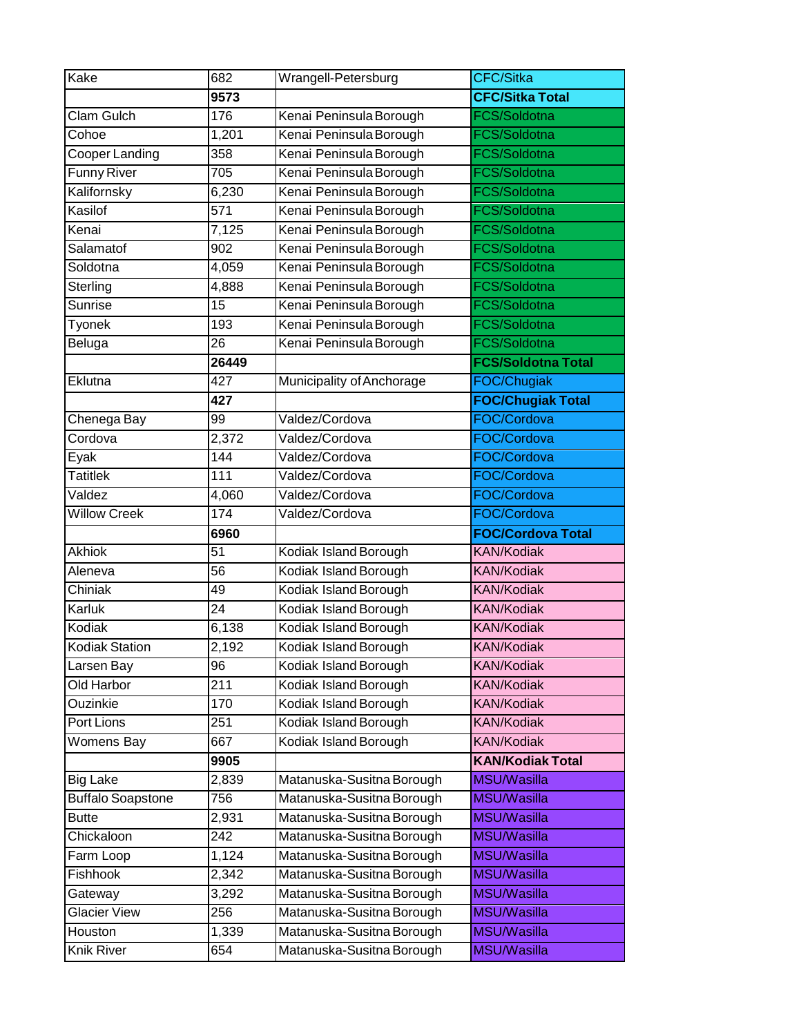| Kake | 682 | Wrangell-Petersburg | CFC/Sitka |
|---|---|---|---|
| | **9573** | | **CFC/Sitka Total** |
| Clam Gulch | 176 | Kenai Peninsula Borough | FCS/Soldotna |
| Cohoe | 1,201 | Kenai Peninsula Borough | FCS/Soldotna |
| Cooper Landing | 358 | Kenai Peninsula Borough | FCS/Soldotna |
| Funny River | 705 | Kenai Peninsula Borough | FCS/Soldotna |
| Kalifornsky | 6,230 | Kenai Peninsula Borough | FCS/Soldotna |
| Kasilof | 571 | Kenai Peninsula Borough | FCS/Soldotna |
| Kenai | 7,125 | Kenai Peninsula Borough | FCS/Soldotna |
| Salamatof | 902 | Kenai Peninsula Borough | FCS/Soldotna |
| Soldotna | 4,059 | Kenai Peninsula Borough | FCS/Soldotna |
| Sterling | 4,888 | Kenai Peninsula Borough | FCS/Soldotna |
| Sunrise | 15 | Kenai Peninsula Borough | FCS/Soldotna |
| Tyonek | 193 | Kenai Peninsula Borough | FCS/Soldotna |
| Beluga | 26 | Kenai Peninsula Borough | FCS/Soldotna |
| | **26449** | | **FCS/Soldotna Total** |
| Eklutna | 427 | Municipality of Anchorage | FOC/Chugiak |
| | **427** | | **FOC/Chugiak Total** |
| Chenega Bay | 99 | Valdez/Cordova | FOC/Cordova |
| Cordova | 2,372 | Valdez/Cordova | FOC/Cordova |
| Eyak | 144 | Valdez/Cordova | FOC/Cordova |
| Tatitlek | 111 | Valdez/Cordova | FOC/Cordova |
| Valdez | 4,060 | Valdez/Cordova | FOC/Cordova |
| Willow Creek | 174 | Valdez/Cordova | FOC/Cordova |
| | **6960** | | **FOC/Cordova Total** |
| Akhiok | 51 | Kodiak Island Borough | KAN/Kodiak |
| Aleneva | 56 | Kodiak Island Borough | KAN/Kodiak |
| Chiniak | 49 | Kodiak Island Borough | KAN/Kodiak |
| Karluk | 24 | Kodiak Island Borough | KAN/Kodiak |
| Kodiak | 6,138 | Kodiak Island Borough | KAN/Kodiak |
| Kodiak Station | 2,192 | Kodiak Island Borough | KAN/Kodiak |
| Larsen Bay | 96 | Kodiak Island Borough | KAN/Kodiak |
| Old Harbor | 211 | Kodiak Island Borough | KAN/Kodiak |
| Ouzinkie | 170 | Kodiak Island Borough | KAN/Kodiak |
| Port Lions | 251 | Kodiak Island Borough | KAN/Kodiak |
| Womens Bay | 667 | Kodiak Island Borough | KAN/Kodiak |
| | **9905** | | **KAN/Kodiak Total** |
| Big Lake | 2,839 | Matanuska-Susitna Borough | MSU/Wasilla |
| Buffalo Soapstone | 756 | Matanuska-Susitna Borough | MSU/Wasilla |
| Butte | 2,931 | Matanuska-Susitna Borough | MSU/Wasilla |
| Chickaloon | 242 | Matanuska-Susitna Borough | MSU/Wasilla |
| Farm Loop | 1,124 | Matanuska-Susitna Borough | MSU/Wasilla |
| Fishhook | 2,342 | Matanuska-Susitna Borough | MSU/Wasilla |
| Gateway | 3,292 | Matanuska-Susitna Borough | MSU/Wasilla |
| Glacier View | 256 | Matanuska-Susitna Borough | MSU/Wasilla |
| Houston | 1,339 | Matanuska-Susitna Borough | MSU/Wasilla |
| Knik River | 654 | Matanuska-Susitna Borough | MSU/Wasilla |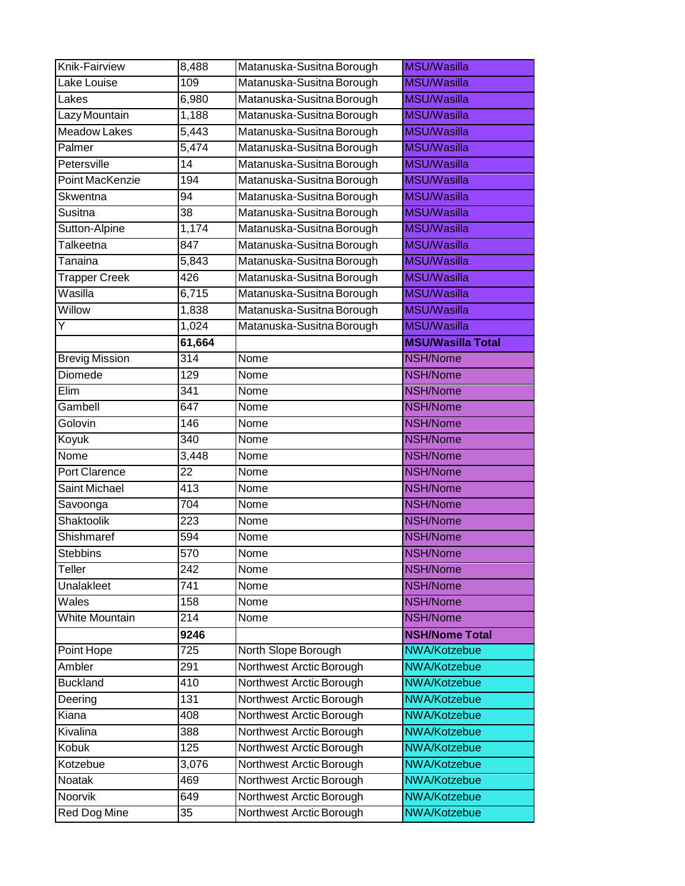| Knik-Fairview | 8,488 | Matanuska-Susitna Borough | MSU/Wasilla |
|---|---|---|---|
| Lake Louise | 109 | Matanuska-Susitna Borough | MSU/Wasilla |
| Lakes | 6,980 | Matanuska-Susitna Borough | MSU/Wasilla |
| Lazy Mountain | 1,188 | Matanuska-Susitna Borough | MSU/Wasilla |
| Meadow Lakes | 5,443 | Matanuska-Susitna Borough | MSU/Wasilla |
| Palmer | 5,474 | Matanuska-Susitna Borough | MSU/Wasilla |
| Petersville | 14 | Matanuska-Susitna Borough | MSU/Wasilla |
| Point MacKenzie | 194 | Matanuska-Susitna Borough | MSU/Wasilla |
| Skwentna | 94 | Matanuska-Susitna Borough | MSU/Wasilla |
| Susitna | 38 | Matanuska-Susitna Borough | MSU/Wasilla |
| Sutton-Alpine | 1,174 | Matanuska-Susitna Borough | MSU/Wasilla |
| Talkeetna | 847 | Matanuska-Susitna Borough | MSU/Wasilla |
| Tanaina | 5,843 | Matanuska-Susitna Borough | MSU/Wasilla |
| Trapper Creek | 426 | Matanuska-Susitna Borough | MSU/Wasilla |
| Wasilla | 6,715 | Matanuska-Susitna Borough | MSU/Wasilla |
| Willow | 1,838 | Matanuska-Susitna Borough | MSU/Wasilla |
| Y | 1,024 | Matanuska-Susitna Borough | MSU/Wasilla |
| | **61,664** | | **MSU/Wasilla Total** |
| Brevig Mission | 314 | Nome | NSH/Nome |
| Diomede | 129 | Nome | NSH/Nome |
| Elim | 341 | Nome | NSH/Nome |
| Gambell | 647 | Nome | NSH/Nome |
| Golovin | 146 | Nome | NSH/Nome |
| Koyuk | 340 | Nome | NSH/Nome |
| Nome | 3,448 | Nome | NSH/Nome |
| Port Clarence | 22 | Nome | NSH/Nome |
| Saint Michael | 413 | Nome | NSH/Nome |
| Savoonga | 704 | Nome | NSH/Nome |
| Shaktoolik | 223 | Nome | NSH/Nome |
| Shishmaref | 594 | Nome | NSH/Nome |
| Stebbins | 570 | Nome | NSH/Nome |
| Teller | 242 | Nome | NSH/Nome |
| Unalakleet | 741 | Nome | NSH/Nome |
| Wales | 158 | Nome | NSH/Nome |
| White Mountain | 214 | Nome | NSH/Nome |
| | **9246** | | **NSH/Nome Total** |
| Point Hope | 725 | North Slope Borough | NWA/Kotzebue |
| Ambler | 291 | Northwest Arctic Borough | NWA/Kotzebue |
| Buckland | 410 | Northwest Arctic Borough | NWA/Kotzebue |
| Deering | 131 | Northwest Arctic Borough | NWA/Kotzebue |
| Kiana | 408 | Northwest Arctic Borough | NWA/Kotzebue |
| Kivalina | 388 | Northwest Arctic Borough | NWA/Kotzebue |
| Kobuk | 125 | Northwest Arctic Borough | NWA/Kotzebue |
| Kotzebue | 3,076 | Northwest Arctic Borough | NWA/Kotzebue |
| Noatak | 469 | Northwest Arctic Borough | NWA/Kotzebue |
| Noorvik | 649 | Northwest Arctic Borough | NWA/Kotzebue |
| Red Dog Mine | 35 | Northwest Arctic Borough | NWA/Kotzebue |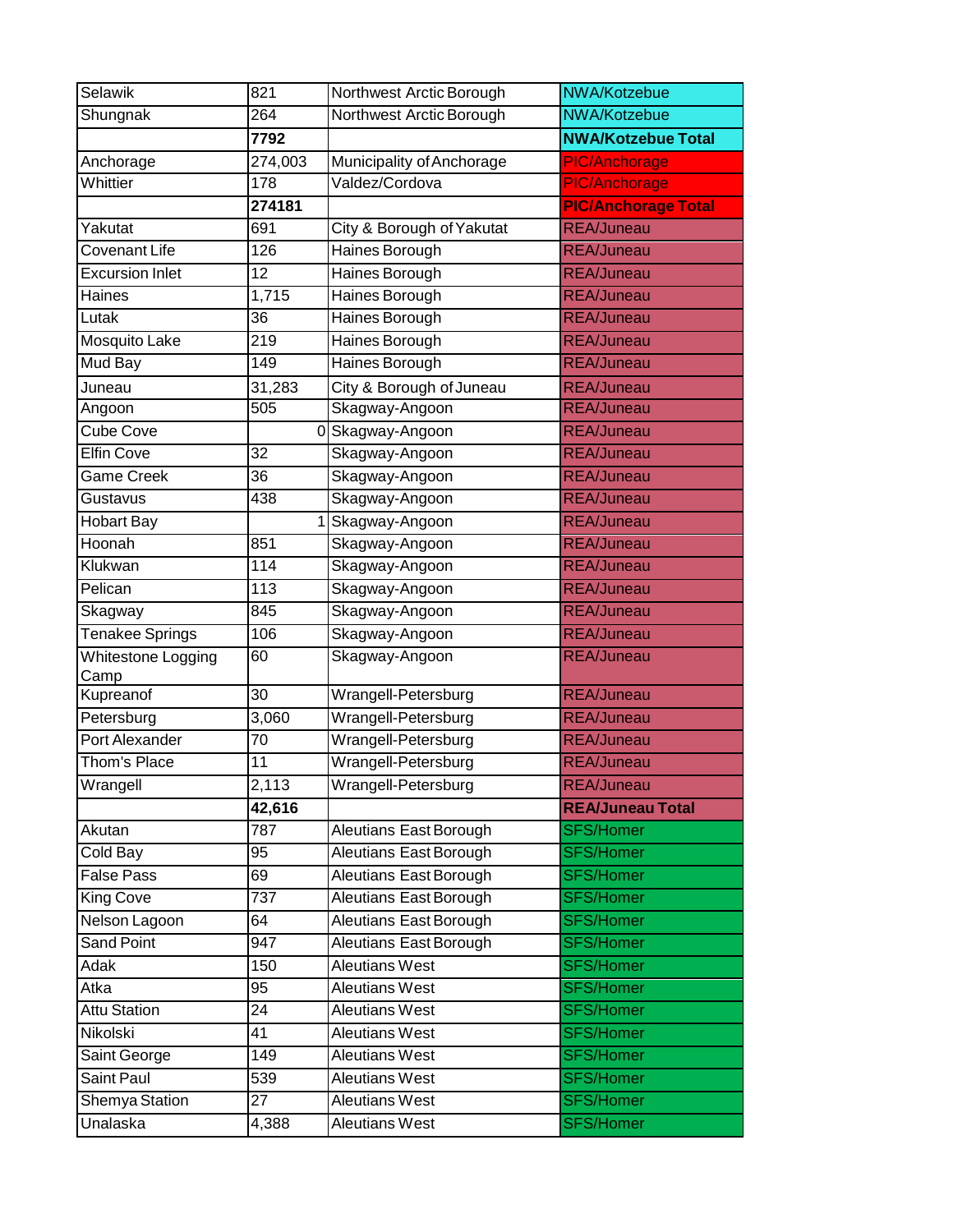| Selawik | 821 | Northwest Arctic Borough | NWA/Kotzebue |
|---|---|---|---|
| Shungnak | 264 | Northwest Arctic Borough | NWA/Kotzebue |
| | **7792** | | **NWA/Kotzebue Total** |
| Anchorage | 274,003 | Municipality of Anchorage | PIC/Anchorage |
| Whittier | 178 | Valdez/Cordova | PIC/Anchorage |
| | **274181** | | **PIC/Anchorage Total** |
| Yakutat | 691 | City & Borough of Yakutat | REA/Juneau |
| Covenant Life | 126 | Haines Borough | REA/Juneau |
| Excursion Inlet | 12 | Haines Borough | REA/Juneau |
| Haines | 1,715 | Haines Borough | REA/Juneau |
| Lutak | 36 | Haines Borough | REA/Juneau |
| Mosquito Lake | 219 | Haines Borough | REA/Juneau |
| Mud Bay | 149 | Haines Borough | REA/Juneau |
| Juneau | 31,283 | City & Borough of Juneau | REA/Juneau |
| Angoon | 505 | Skagway-Angoon | REA/Juneau |
| Cube Cove | 0 | Skagway-Angoon | REA/Juneau |
| Elfin Cove | 32 | Skagway-Angoon | REA/Juneau |
| Game Creek | 36 | Skagway-Angoon | REA/Juneau |
| Gustavus | 438 | Skagway-Angoon | REA/Juneau |
| Hobart Bay | 1 | Skagway-Angoon | REA/Juneau |
| Hoonah | 851 | Skagway-Angoon | REA/Juneau |
| Klukwan | 114 | Skagway-Angoon | REA/Juneau |
| Pelican | 113 | Skagway-Angoon | REA/Juneau |
| Skagway | 845 | Skagway-Angoon | REA/Juneau |
| Tenakee Springs | 106 | Skagway-Angoon | REA/Juneau |
| Whitestone Logging Camp | 60 | Skagway-Angoon | REA/Juneau |
| Kupreanof | 30 | Wrangell-Petersburg | REA/Juneau |
| Petersburg | 3,060 | Wrangell-Petersburg | REA/Juneau |
| Port Alexander | 70 | Wrangell-Petersburg | REA/Juneau |
| Thom's Place | 11 | Wrangell-Petersburg | REA/Juneau |
| Wrangell | 2,113 | Wrangell-Petersburg | REA/Juneau |
| | **42,616** | | **REA/Juneau Total** |
| Akutan | 787 | Aleutians East Borough | SFS/Homer |
| Cold Bay | 95 | Aleutians East Borough | SFS/Homer |
| False Pass | 69 | Aleutians East Borough | SFS/Homer |
| King Cove | 737 | Aleutians East Borough | SFS/Homer |
| Nelson Lagoon | 64 | Aleutians East Borough | SFS/Homer |
| Sand Point | 947 | Aleutians East Borough | SFS/Homer |
| Adak | 150 | Aleutians West | SFS/Homer |
| Atka | 95 | Aleutians West | SFS/Homer |
| Attu Station | 24 | Aleutians West | SFS/Homer |
| Nikolski | 41 | Aleutians West | SFS/Homer |
| Saint George | 149 | Aleutians West | SFS/Homer |
| Saint Paul | 539 | Aleutians West | SFS/Homer |
| Shemya Station | 27 | Aleutians West | SFS/Homer |
| Unalaska | 4,388 | Aleutians West | SFS/Homer |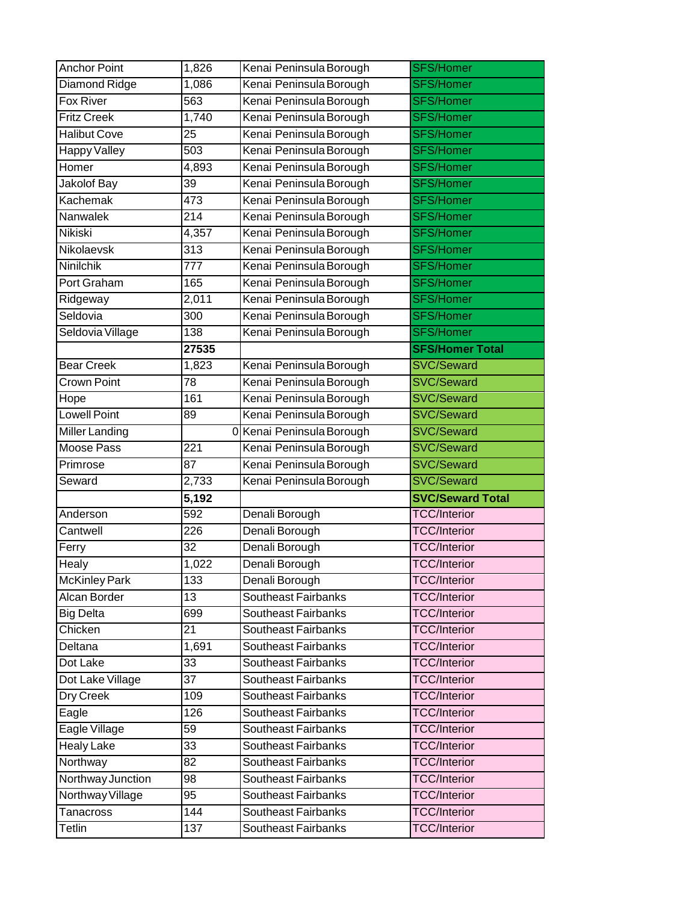| | | | |
|---|---|---|---|
| Anchor Point | 1,826 | Kenai Peninsula Borough | SFS/Homer |
| Diamond Ridge | 1,086 | Kenai Peninsula Borough | SFS/Homer |
| Fox River | 563 | Kenai Peninsula Borough | SFS/Homer |
| Fritz Creek | 1,740 | Kenai Peninsula Borough | SFS/Homer |
| Halibut Cove | 25 | Kenai Peninsula Borough | SFS/Homer |
| Happy Valley | 503 | Kenai Peninsula Borough | SFS/Homer |
| Homer | 4,893 | Kenai Peninsula Borough | SFS/Homer |
| Jakolof Bay | 39 | Kenai Peninsula Borough | SFS/Homer |
| Kachemak | 473 | Kenai Peninsula Borough | SFS/Homer |
| Nanwalek | 214 | Kenai Peninsula Borough | SFS/Homer |
| Nikiski | 4,357 | Kenai Peninsula Borough | SFS/Homer |
| Nikolaevsk | 313 | Kenai Peninsula Borough | SFS/Homer |
| Ninilchik | 777 | Kenai Peninsula Borough | SFS/Homer |
| Port Graham | 165 | Kenai Peninsula Borough | SFS/Homer |
| Ridgeway | 2,011 | Kenai Peninsula Borough | SFS/Homer |
| Seldovia | 300 | Kenai Peninsula Borough | SFS/Homer |
| Seldovia Village | 138 | Kenai Peninsula Borough | SFS/Homer |
| | **27535** | | **SFS/Homer Total** |
| Bear Creek | 1,823 | Kenai Peninsula Borough | SVC/Seward |
| Crown Point | 78 | Kenai Peninsula Borough | SVC/Seward |
| Hope | 161 | Kenai Peninsula Borough | SVC/Seward |
| Lowell Point | 89 | Kenai Peninsula Borough | SVC/Seward |
| Miller Landing | 0 | Kenai Peninsula Borough | SVC/Seward |
| Moose Pass | 221 | Kenai Peninsula Borough | SVC/Seward |
| Primrose | 87 | Kenai Peninsula Borough | SVC/Seward |
| Seward | 2,733 | Kenai Peninsula Borough | SVC/Seward |
| | **5,192** | | **SVC/Seward Total** |
| Anderson | 592 | Denali Borough | TCC/Interior |
| Cantwell | 226 | Denali Borough | TCC/Interior |
| Ferry | 32 | Denali Borough | TCC/Interior |
| Healy | 1,022 | Denali Borough | TCC/Interior |
| McKinley Park | 133 | Denali Borough | TCC/Interior |
| Alcan Border | 13 | Southeast Fairbanks | TCC/Interior |
| Big Delta | 699 | Southeast Fairbanks | TCC/Interior |
| Chicken | 21 | Southeast Fairbanks | TCC/Interior |
| Deltana | 1,691 | Southeast Fairbanks | TCC/Interior |
| Dot Lake | 33 | Southeast Fairbanks | TCC/Interior |
| Dot Lake Village | 37 | Southeast Fairbanks | TCC/Interior |
| Dry Creek | 109 | Southeast Fairbanks | TCC/Interior |
| Eagle | 126 | Southeast Fairbanks | TCC/Interior |
| Eagle Village | 59 | Southeast Fairbanks | TCC/Interior |
| Healy Lake | 33 | Southeast Fairbanks | TCC/Interior |
| Northway | 82 | Southeast Fairbanks | TCC/Interior |
| Northway Junction | 98 | Southeast Fairbanks | TCC/Interior |
| Northway Village | 95 | Southeast Fairbanks | TCC/Interior |
| Tanacross | 144 | Southeast Fairbanks | TCC/Interior |
| Tetlin | 137 | Southeast Fairbanks | TCC/Interior |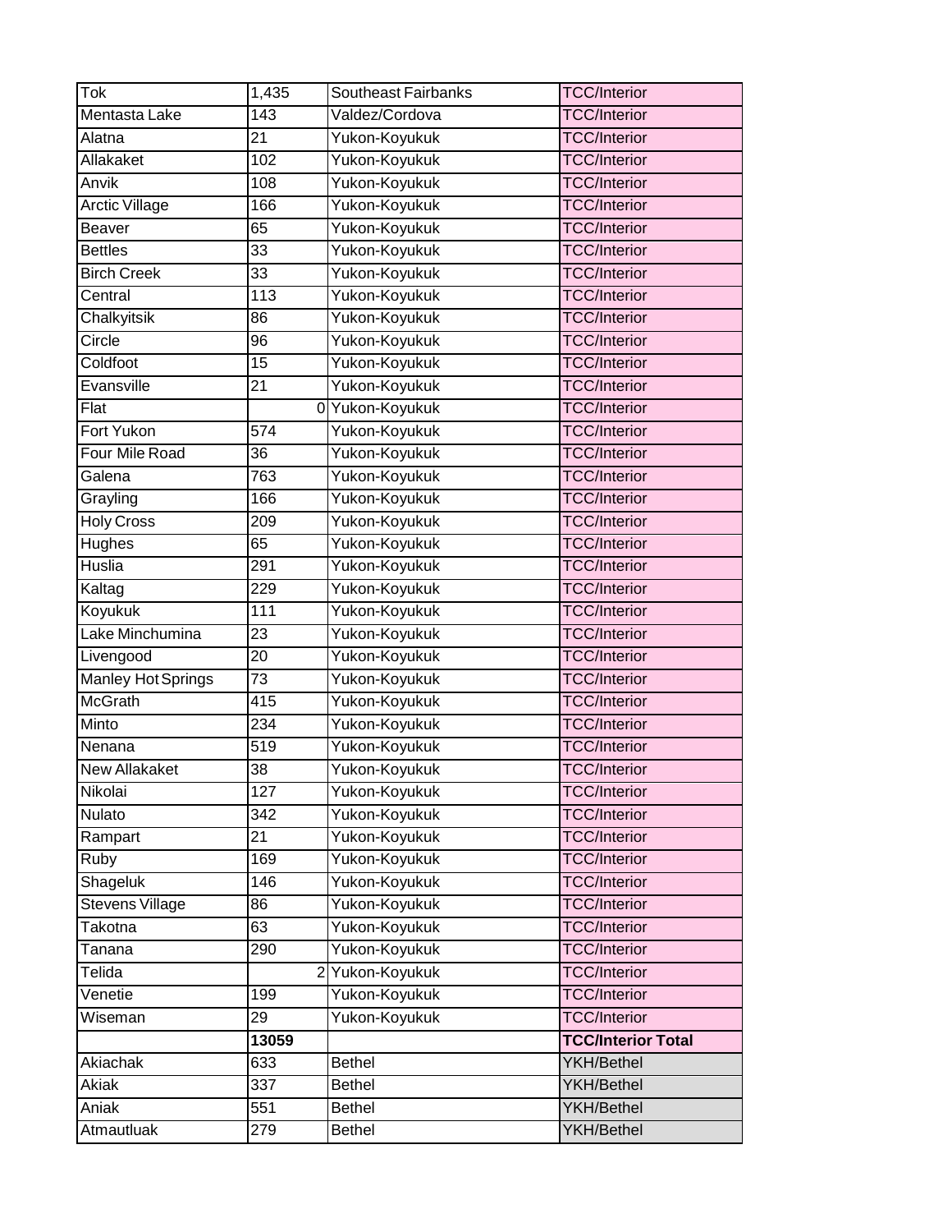| Tok | 1,435 | Southeast Fairbanks | TCC/Interior |
|---|---|---|---|
| Mentasta Lake | 143 | Valdez/Cordova | TCC/Interior |
| Alatna | 21 | Yukon-Koyukuk | TCC/Interior |
| Allakaket | 102 | Yukon-Koyukuk | TCC/Interior |
| Anvik | 108 | Yukon-Koyukuk | TCC/Interior |
| Arctic Village | 166 | Yukon-Koyukuk | TCC/Interior |
| Beaver | 65 | Yukon-Koyukuk | TCC/Interior |
| Bettles | 33 | Yukon-Koyukuk | TCC/Interior |
| Birch Creek | 33 | Yukon-Koyukuk | TCC/Interior |
| Central | 113 | Yukon-Koyukuk | TCC/Interior |
| Chalkyitsik | 86 | Yukon-Koyukuk | TCC/Interior |
| Circle | 96 | Yukon-Koyukuk | TCC/Interior |
| Coldfoot | 15 | Yukon-Koyukuk | TCC/Interior |
| Evansville | 21 | Yukon-Koyukuk | TCC/Interior |
| Flat | 0 | Yukon-Koyukuk | TCC/Interior |
| Fort Yukon | 574 | Yukon-Koyukuk | TCC/Interior |
| Four Mile Road | 36 | Yukon-Koyukuk | TCC/Interior |
| Galena | 763 | Yukon-Koyukuk | TCC/Interior |
| Grayling | 166 | Yukon-Koyukuk | TCC/Interior |
| Holy Cross | 209 | Yukon-Koyukuk | TCC/Interior |
| Hughes | 65 | Yukon-Koyukuk | TCC/Interior |
| Huslia | 291 | Yukon-Koyukuk | TCC/Interior |
| Kaltag | 229 | Yukon-Koyukuk | TCC/Interior |
| Koyukuk | 111 | Yukon-Koyukuk | TCC/Interior |
| Lake Minchumina | 23 | Yukon-Koyukuk | TCC/Interior |
| Livengood | 20 | Yukon-Koyukuk | TCC/Interior |
| Manley Hot Springs | 73 | Yukon-Koyukuk | TCC/Interior |
| McGrath | 415 | Yukon-Koyukuk | TCC/Interior |
| Minto | 234 | Yukon-Koyukuk | TCC/Interior |
| Nenana | 519 | Yukon-Koyukuk | TCC/Interior |
| New Allakaket | 38 | Yukon-Koyukuk | TCC/Interior |
| Nikolai | 127 | Yukon-Koyukuk | TCC/Interior |
| Nulato | 342 | Yukon-Koyukuk | TCC/Interior |
| Rampart | 21 | Yukon-Koyukuk | TCC/Interior |
| Ruby | 169 | Yukon-Koyukuk | TCC/Interior |
| Shageluk | 146 | Yukon-Koyukuk | TCC/Interior |
| Stevens Village | 86 | Yukon-Koyukuk | TCC/Interior |
| Takotna | 63 | Yukon-Koyukuk | TCC/Interior |
| Tanana | 290 | Yukon-Koyukuk | TCC/Interior |
| Telida | 2 | Yukon-Koyukuk | TCC/Interior |
| Venetie | 199 | Yukon-Koyukuk | TCC/Interior |
| Wiseman | 29 | Yukon-Koyukuk | TCC/Interior |
| | **13059** | | **TCC/Interior Total** |
| Akiachak | 633 | Bethel | YKH/Bethel |
| Akiak | 337 | Bethel | YKH/Bethel |
| Aniak | 551 | Bethel | YKH/Bethel |
| Atmautluak | 279 | Bethel | YKH/Bethel |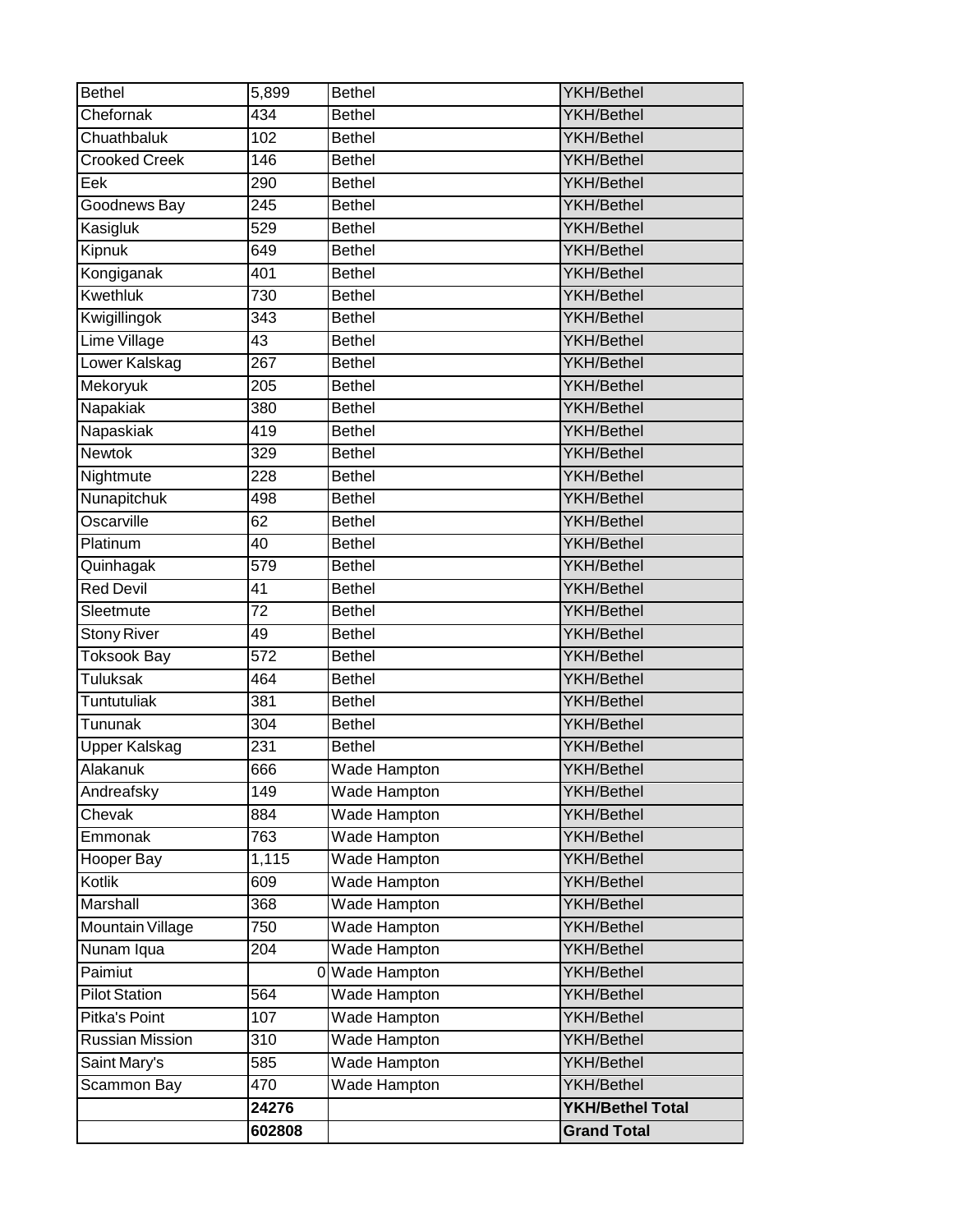| | | | |
|---|---|---|---|
| Bethel | 5,899 | Bethel | YKH/Bethel |
| Chefornak | 434 | Bethel | YKH/Bethel |
| Chuathbaluk | 102 | Bethel | YKH/Bethel |
| Crooked Creek | 146 | Bethel | YKH/Bethel |
| Eek | 290 | Bethel | YKH/Bethel |
| Goodnews Bay | 245 | Bethel | YKH/Bethel |
| Kasigluk | 529 | Bethel | YKH/Bethel |
| Kipnuk | 649 | Bethel | YKH/Bethel |
| Kongiganak | 401 | Bethel | YKH/Bethel |
| Kwethluk | 730 | Bethel | YKH/Bethel |
| Kwigillingok | 343 | Bethel | YKH/Bethel |
| Lime Village | 43 | Bethel | YKH/Bethel |
| Lower Kalskag | 267 | Bethel | YKH/Bethel |
| Mekoryuk | 205 | Bethel | YKH/Bethel |
| Napakiak | 380 | Bethel | YKH/Bethel |
| Napaskiak | 419 | Bethel | YKH/Bethel |
| Newtok | 329 | Bethel | YKH/Bethel |
| Nightmute | 228 | Bethel | YKH/Bethel |
| Nunapitchuk | 498 | Bethel | YKH/Bethel |
| Oscarville | 62 | Bethel | YKH/Bethel |
| Platinum | 40 | Bethel | YKH/Bethel |
| Quinhagak | 579 | Bethel | YKH/Bethel |
| Red Devil | 41 | Bethel | YKH/Bethel |
| Sleetmute | 72 | Bethel | YKH/Bethel |
| Stony River | 49 | Bethel | YKH/Bethel |
| Toksook Bay | 572 | Bethel | YKH/Bethel |
| Tuluksak | 464 | Bethel | YKH/Bethel |
| Tuntutuliak | 381 | Bethel | YKH/Bethel |
| Tununak | 304 | Bethel | YKH/Bethel |
| Upper Kalskag | 231 | Bethel | YKH/Bethel |
| Alakanuk | 666 | Wade Hampton | YKH/Bethel |
| Andreafsky | 149 | Wade Hampton | YKH/Bethel |
| Chevak | 884 | Wade Hampton | YKH/Bethel |
| Emmonak | 763 | Wade Hampton | YKH/Bethel |
| Hooper Bay | 1,115 | Wade Hampton | YKH/Bethel |
| Kotlik | 609 | Wade Hampton | YKH/Bethel |
| Marshall | 368 | Wade Hampton | YKH/Bethel |
| Mountain Village | 750 | Wade Hampton | YKH/Bethel |
| Nunam Iqua | 204 | Wade Hampton | YKH/Bethel |
| Paimiut | 0 | Wade Hampton | YKH/Bethel |
| Pilot Station | 564 | Wade Hampton | YKH/Bethel |
| Pitka's Point | 107 | Wade Hampton | YKH/Bethel |
| Russian Mission | 310 | Wade Hampton | YKH/Bethel |
| Saint Mary's | 585 | Wade Hampton | YKH/Bethel |
| Scammon Bay | 470 | Wade Hampton | YKH/Bethel |
| | **24276** | | **YKH/Bethel Total** |
| | **602808** | | **Grand Total** |